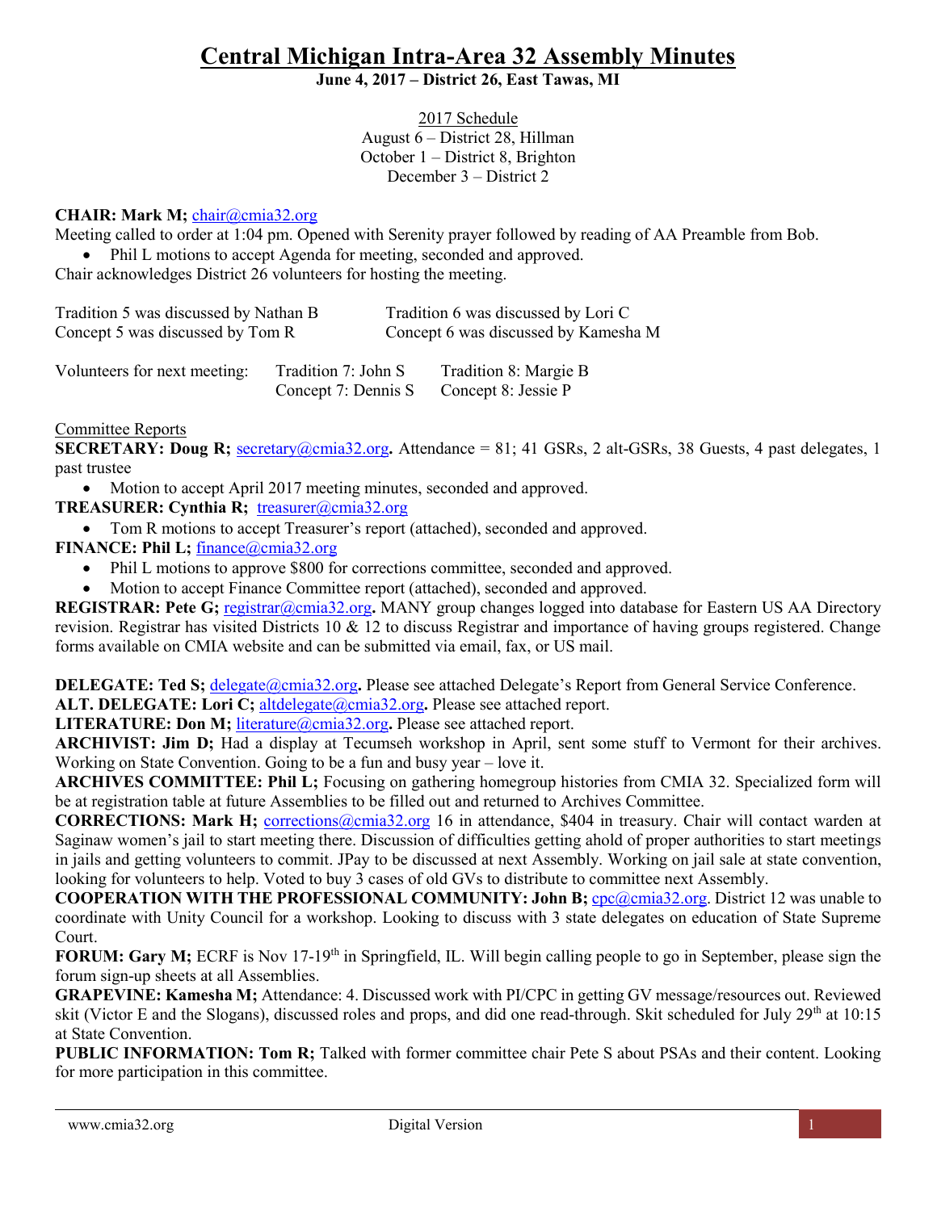# Central Michigan Intra-Area 32 Assembly Minutes

**June 4, 2017 – District 26, East Tawas, MI**

2017 Schedule
August 6 – District 28, Hillman
October 1 – District 8, Brighton
December 3 – District 2

**CHAIR: Mark M;** chair@cmia32.org
Meeting called to order at 1:04 pm. Opened with Serenity prayer followed by reading of AA Preamble from Bob.

- Phil L motions to accept Agenda for meeting, seconded and approved.

Chair acknowledges District 26 volunteers for hosting the meeting.

Tradition 5 was discussed by Nathan B
Tradition 6 was discussed by Lori C
Concept 5 was discussed by Tom R
Concept 6 was discussed by Kamesha M

Volunteers for next meeting: Tradition 7: John S; Tradition 8: Margie B; Concept 7: Dennis S; Concept 8: Jessie P

Committee Reports

**SECRETARY: Doug R;** secretary@cmia32.org**.** Attendance = 81; 41 GSRs, 2 alt-GSRs, 38 Guests, 4 past delegates, 1 past trustee

- Motion to accept April 2017 meeting minutes, seconded and approved.

**TREASURER: Cynthia R;** treasurer@cmia32.org

- Tom R motions to accept Treasurer's report (attached), seconded and approved.

**FINANCE: Phil L;** finance@cmia32.org

- Phil L motions to approve $800 for corrections committee, seconded and approved.
- Motion to accept Finance Committee report (attached), seconded and approved.

**REGISTRAR: Pete G;** registrar@cmia32.org**.** MANY group changes logged into database for Eastern US AA Directory revision. Registrar has visited Districts 10 & 12 to discuss Registrar and importance of having groups registered. Change forms available on CMIA website and can be submitted via email, fax, or US mail.

**DELEGATE: Ted S;** delegate@cmia32.org**.** Please see attached Delegate's Report from General Service Conference.
**ALT. DELEGATE: Lori C;** altdelegate@cmia32.org**.** Please see attached report.
**LITERATURE: Don M;** literature@cmia32.org**.** Please see attached report.
**ARCHIVIST: Jim D;** Had a display at Tecumseh workshop in April, sent some stuff to Vermont for their archives. Working on State Convention. Going to be a fun and busy year – love it.
**ARCHIVES COMMITTEE: Phil L;** Focusing on gathering homegroup histories from CMIA 32. Specialized form will be at registration table at future Assemblies to be filled out and returned to Archives Committee.
**CORRECTIONS: Mark H;** corrections@cmia32.org 16 in attendance, $404 in treasury. Chair will contact warden at Saginaw women's jail to start meeting there. Discussion of difficulties getting ahold of proper authorities to start meetings in jails and getting volunteers to commit. JPay to be discussed at next Assembly. Working on jail sale at state convention, looking for volunteers to help. Voted to buy 3 cases of old GVs to distribute to committee next Assembly.
**COOPERATION WITH THE PROFESSIONAL COMMUNITY: John B;** cpc@cmia32.org. District 12 was unable to coordinate with Unity Council for a workshop. Looking to discuss with 3 state delegates on education of State Supreme Court.
**FORUM: Gary M;** ECRF is Nov 17-19th in Springfield, IL. Will begin calling people to go in September, please sign the forum sign-up sheets at all Assemblies.
**GRAPEVINE: Kamesha M;** Attendance: 4. Discussed work with PI/CPC in getting GV message/resources out. Reviewed skit (Victor E and the Slogans), discussed roles and props, and did one read-through. Skit scheduled for July 29th at 10:15 at State Convention.
**PUBLIC INFORMATION: Tom R;** Talked with former committee chair Pete S about PSAs and their content. Looking for more participation in this committee.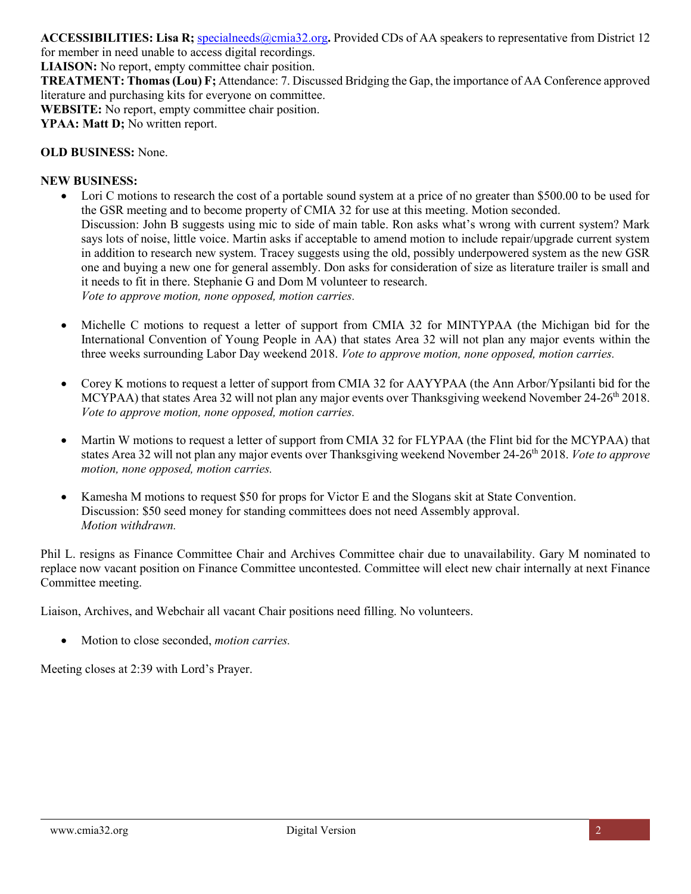**ACCESSIBILITIES: Lisa R;** specialneeds@cmia32.org**.** Provided CDs of AA speakers to representative from District 12 for member in need unable to access digital recordings.
**LIAISON:** No report, empty committee chair position.
**TREATMENT: Thomas (Lou) F;** Attendance: 7. Discussed Bridging the Gap, the importance of AA Conference approved literature and purchasing kits for everyone on committee.
**WEBSITE:** No report, empty committee chair position.
**YPAA: Matt D;** No written report.

**OLD BUSINESS:** None.

**NEW BUSINESS:**

- Lori C motions to research the cost of a portable sound system at a price of no greater than $500.00 to be used for the GSR meeting and to become property of CMIA 32 for use at this meeting. Motion seconded.
  Discussion: John B suggests using mic to side of main table. Ron asks what's wrong with current system? Mark says lots of noise, little voice. Martin asks if acceptable to amend motion to include repair/upgrade current system in addition to research new system. Tracey suggests using the old, possibly underpowered system as the new GSR one and buying a new one for general assembly. Don asks for consideration of size as literature trailer is small and it needs to fit in there. Stephanie G and Dom M volunteer to research.
  *Vote to approve motion, none opposed, motion carries.*

- Michelle C motions to request a letter of support from CMIA 32 for MINTYPAA (the Michigan bid for the International Convention of Young People in AA) that states Area 32 will not plan any major events within the three weeks surrounding Labor Day weekend 2018. *Vote to approve motion, none opposed, motion carries.*

- Corey K motions to request a letter of support from CMIA 32 for AAYYPAA (the Ann Arbor/Ypsilanti bid for the MCYPAA) that states Area 32 will not plan any major events over Thanksgiving weekend November 24-26th 2018. *Vote to approve motion, none opposed, motion carries.*

- Martin W motions to request a letter of support from CMIA 32 for FLYPAA (the Flint bid for the MCYPAA) that states Area 32 will not plan any major events over Thanksgiving weekend November 24-26th 2018. *Vote to approve motion, none opposed, motion carries.*

- Kamesha M motions to request $50 for props for Victor E and the Slogans skit at State Convention.
  Discussion: $50 seed money for standing committees does not need Assembly approval.
  *Motion withdrawn.*

Phil L. resigns as Finance Committee Chair and Archives Committee chair due to unavailability. Gary M nominated to replace now vacant position on Finance Committee uncontested. Committee will elect new chair internally at next Finance Committee meeting.

Liaison, Archives, and Webchair all vacant Chair positions need filling. No volunteers.

- Motion to close seconded, *motion carries.*

Meeting closes at 2:39 with Lord's Prayer.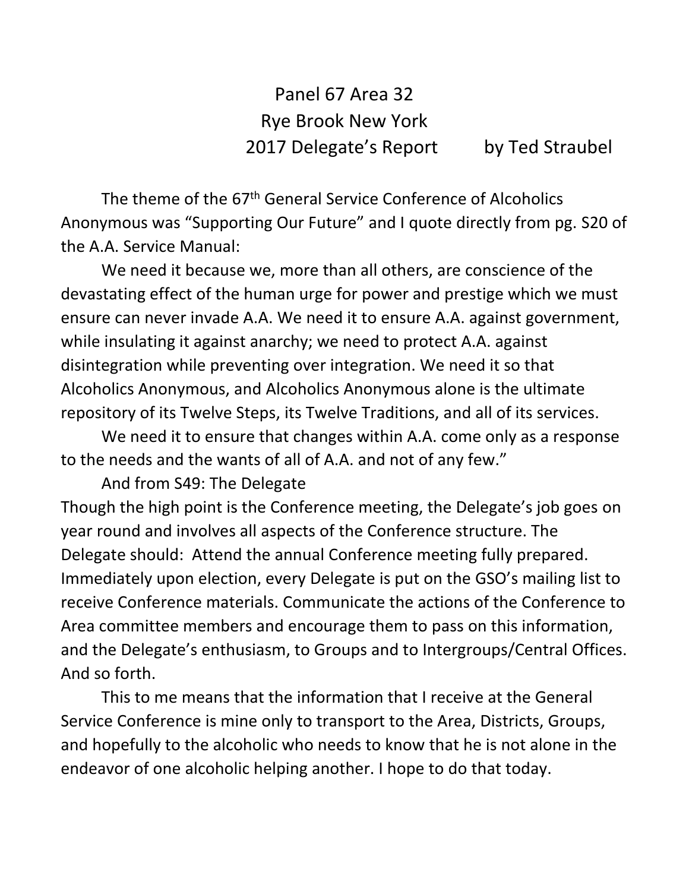# Panel 67 Area 32
# Rye Brook New York
# 2017 Delegate's Report by Ted Straubel

The theme of the 67th General Service Conference of Alcoholics Anonymous was "Supporting Our Future" and I quote directly from pg. S20 of the A.A. Service Manual:

We need it because we, more than all others, are conscience of the devastating effect of the human urge for power and prestige which we must ensure can never invade A.A. We need it to ensure A.A. against government, while insulating it against anarchy; we need to protect A.A. against disintegration while preventing over integration. We need it so that Alcoholics Anonymous, and Alcoholics Anonymous alone is the ultimate repository of its Twelve Steps, its Twelve Traditions, and all of its services.

We need it to ensure that changes within A.A. come only as a response to the needs and the wants of all of A.A. and not of any few."

And from S49: The Delegate

Though the high point is the Conference meeting, the Delegate's job goes on year round and involves all aspects of the Conference structure. The Delegate should: Attend the annual Conference meeting fully prepared. Immediately upon election, every Delegate is put on the GSO's mailing list to receive Conference materials. Communicate the actions of the Conference to Area committee members and encourage them to pass on this information, and the Delegate's enthusiasm, to Groups and to Intergroups/Central Offices. And so forth.

This to me means that the information that I receive at the General Service Conference is mine only to transport to the Area, Districts, Groups, and hopefully to the alcoholic who needs to know that he is not alone in the endeavor of one alcoholic helping another. I hope to do that today.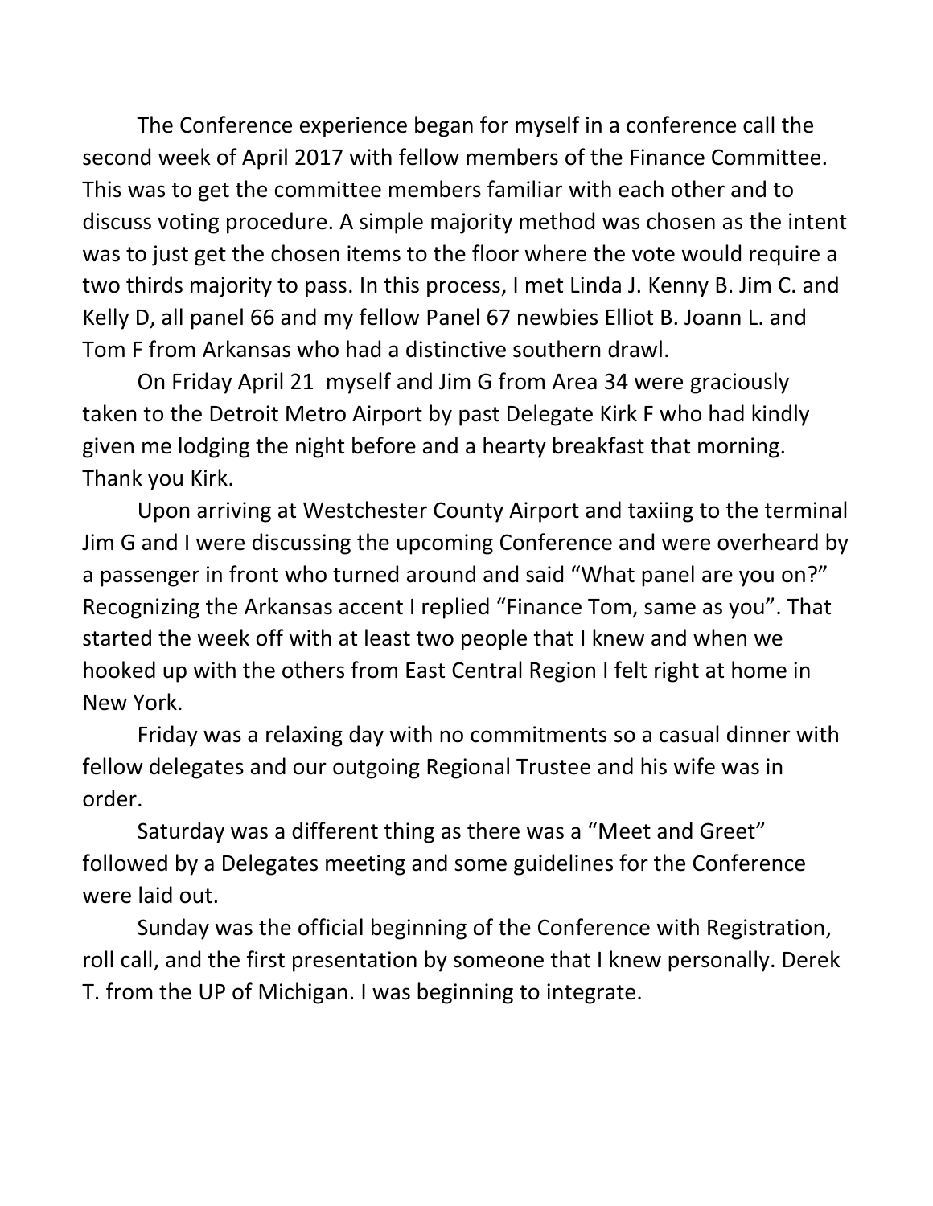The Conference experience began for myself in a conference call the second week of April 2017 with fellow members of the Finance Committee. This was to get the committee members familiar with each other and to discuss voting procedure. A simple majority method was chosen as the intent was to just get the chosen items to the floor where the vote would require a two thirds majority to pass. In this process, I met Linda J. Kenny B. Jim C. and Kelly D, all panel 66 and my fellow Panel 67 newbies Elliot B. Joann L. and Tom F from Arkansas who had a distinctive southern drawl.

On Friday April 21 myself and Jim G from Area 34 were graciously taken to the Detroit Metro Airport by past Delegate Kirk F who had kindly given me lodging the night before and a hearty breakfast that morning. Thank you Kirk.

Upon arriving at Westchester County Airport and taxiing to the terminal Jim G and I were discussing the upcoming Conference and were overheard by a passenger in front who turned around and said "What panel are you on?" Recognizing the Arkansas accent I replied "Finance Tom, same as you". That started the week off with at least two people that I knew and when we hooked up with the others from East Central Region I felt right at home in New York.

Friday was a relaxing day with no commitments so a casual dinner with fellow delegates and our outgoing Regional Trustee and his wife was in order.

Saturday was a different thing as there was a "Meet and Greet" followed by a Delegates meeting and some guidelines for the Conference were laid out.

Sunday was the official beginning of the Conference with Registration, roll call, and the first presentation by someone that I knew personally. Derek T. from the UP of Michigan. I was beginning to integrate.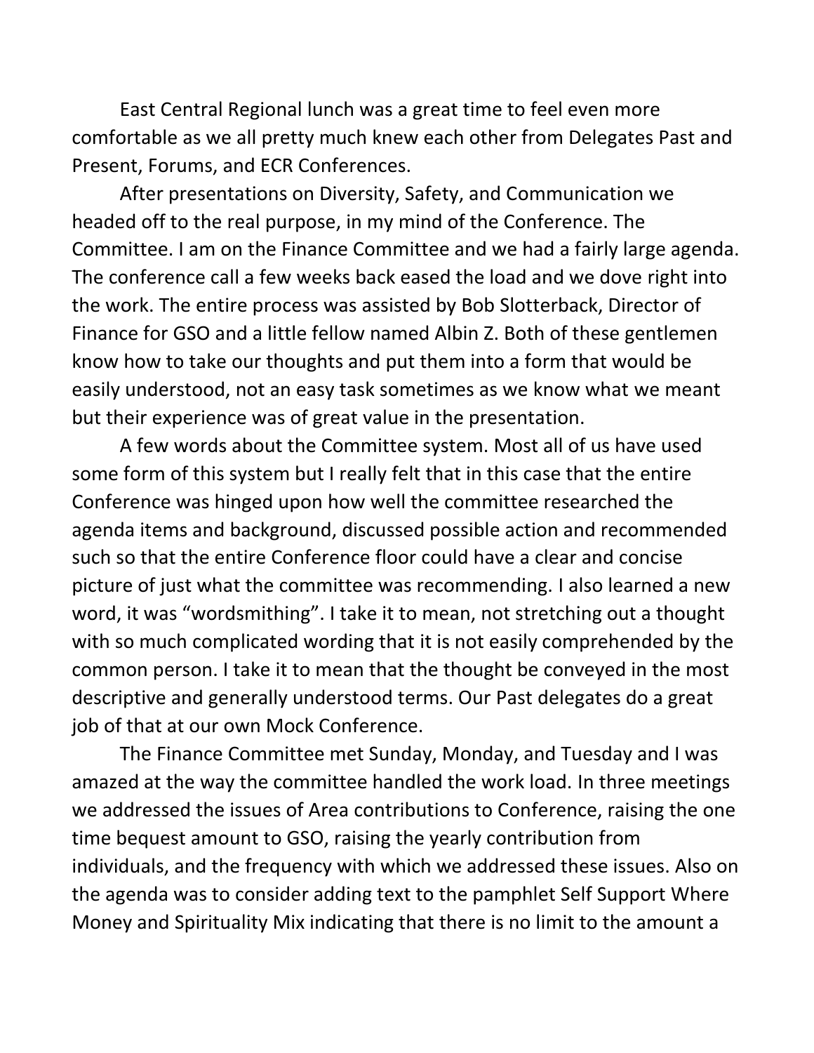East Central Regional lunch was a great time to feel even more comfortable as we all pretty much knew each other from Delegates Past and Present, Forums, and ECR Conferences.

After presentations on Diversity, Safety, and Communication we headed off to the real purpose, in my mind of the Conference. The Committee. I am on the Finance Committee and we had a fairly large agenda. The conference call a few weeks back eased the load and we dove right into the work. The entire process was assisted by Bob Slotterback, Director of Finance for GSO and a little fellow named Albin Z. Both of these gentlemen know how to take our thoughts and put them into a form that would be easily understood, not an easy task sometimes as we know what we meant but their experience was of great value in the presentation.

A few words about the Committee system. Most all of us have used some form of this system but I really felt that in this case that the entire Conference was hinged upon how well the committee researched the agenda items and background, discussed possible action and recommended such so that the entire Conference floor could have a clear and concise picture of just what the committee was recommending. I also learned a new word, it was "wordsmithing". I take it to mean, not stretching out a thought with so much complicated wording that it is not easily comprehended by the common person. I take it to mean that the thought be conveyed in the most descriptive and generally understood terms. Our Past delegates do a great job of that at our own Mock Conference.

The Finance Committee met Sunday, Monday, and Tuesday and I was amazed at the way the committee handled the work load. In three meetings we addressed the issues of Area contributions to Conference, raising the one time bequest amount to GSO, raising the yearly contribution from individuals, and the frequency with which we addressed these issues. Also on the agenda was to consider adding text to the pamphlet Self Support Where Money and Spirituality Mix indicating that there is no limit to the amount a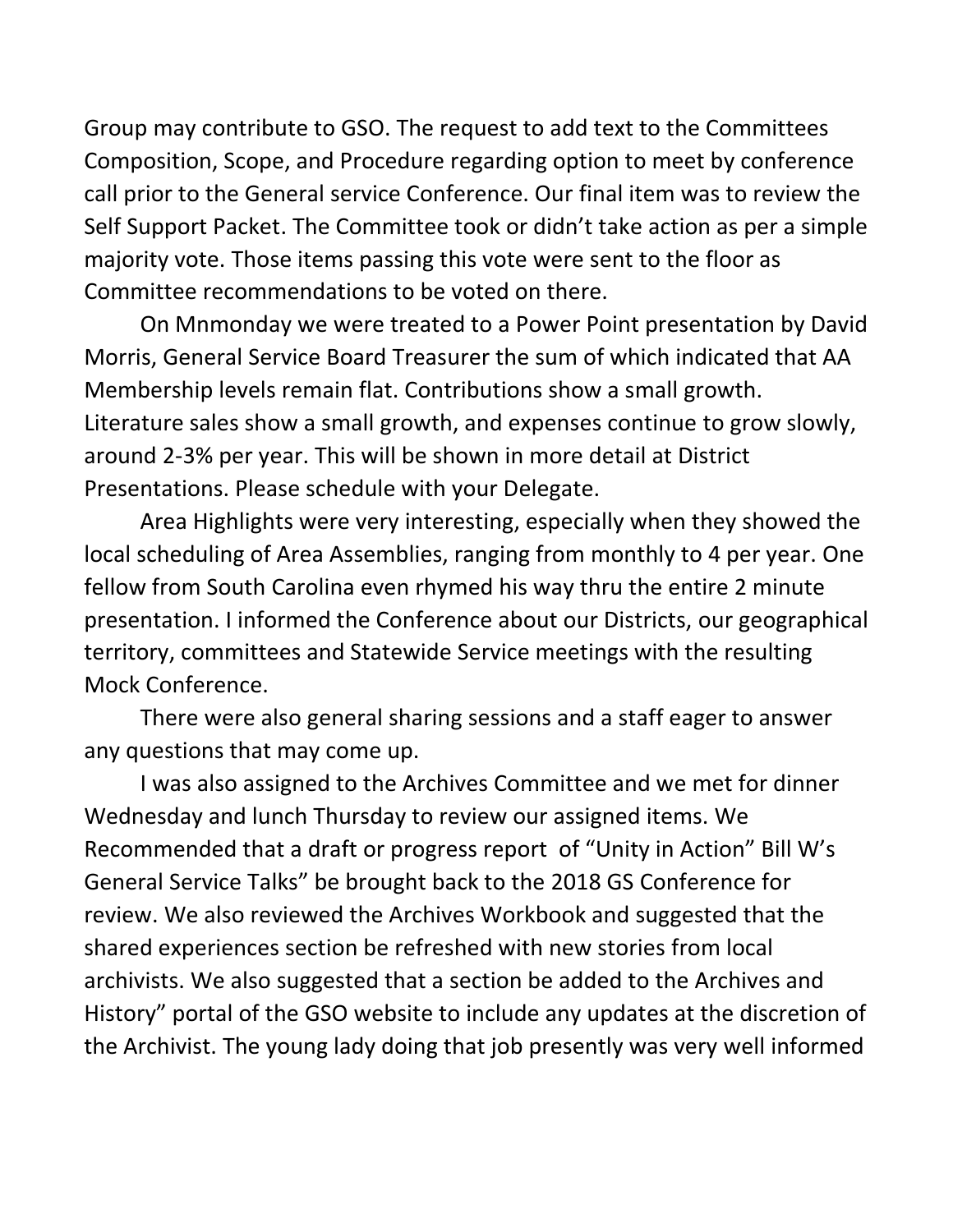Group may contribute to GSO. The request to add text to the Committees Composition, Scope, and Procedure regarding option to meet by conference call prior to the General service Conference. Our final item was to review the Self Support Packet. The Committee took or didn't take action as per a simple majority vote. Those items passing this vote were sent to the floor as Committee recommendations to be voted on there.

On Mnmonday we were treated to a Power Point presentation by David Morris, General Service Board Treasurer the sum of which indicated that AA Membership levels remain flat. Contributions show a small growth. Literature sales show a small growth, and expenses continue to grow slowly, around 2-3% per year. This will be shown in more detail at District Presentations. Please schedule with your Delegate.

Area Highlights were very interesting, especially when they showed the local scheduling of Area Assemblies, ranging from monthly to 4 per year. One fellow from South Carolina even rhymed his way thru the entire 2 minute presentation. I informed the Conference about our Districts, our geographical territory, committees and Statewide Service meetings with the resulting Mock Conference.

There were also general sharing sessions and a staff eager to answer any questions that may come up.

I was also assigned to the Archives Committee and we met for dinner Wednesday and lunch Thursday to review our assigned items. We Recommended that a draft or progress report of "Unity in Action" Bill W's General Service Talks" be brought back to the 2018 GS Conference for review. We also reviewed the Archives Workbook and suggested that the shared experiences section be refreshed with new stories from local archivists. We also suggested that a section be added to the Archives and History" portal of the GSO website to include any updates at the discretion of the Archivist. The young lady doing that job presently was very well informed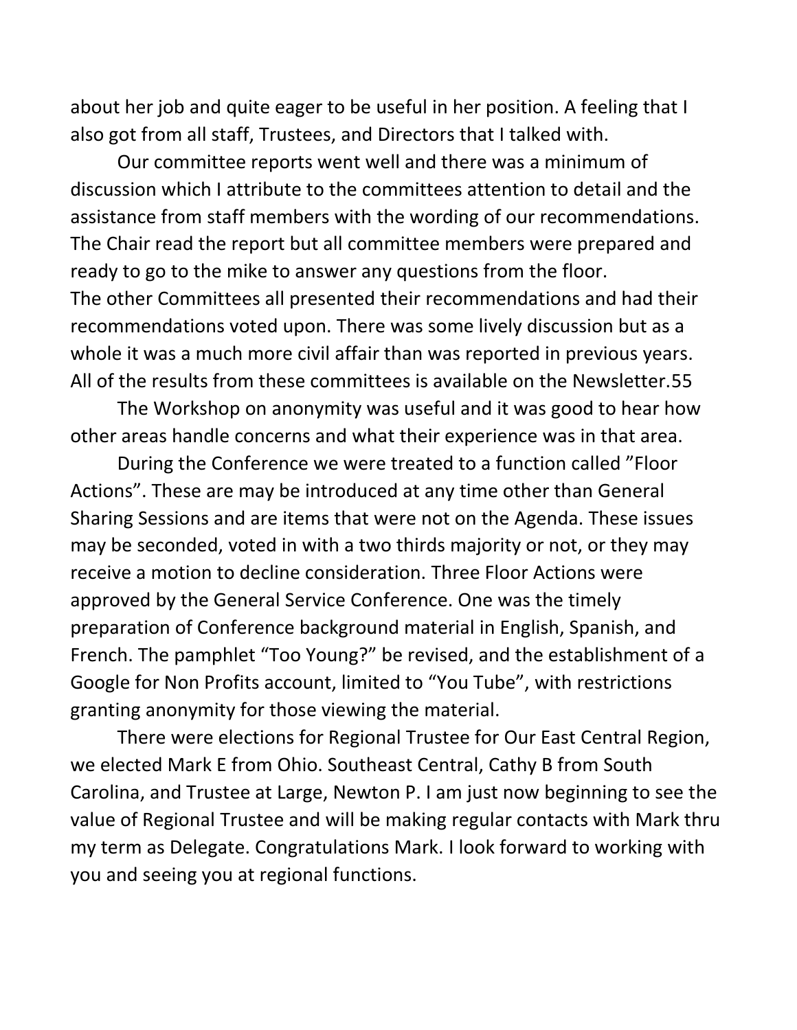about her job and quite eager to be useful in her position. A feeling that I also got from all staff, Trustees, and Directors that I talked with.

Our committee reports went well and there was a minimum of discussion which I attribute to the committees attention to detail and the assistance from staff members with the wording of our recommendations. The Chair read the report but all committee members were prepared and ready to go to the mike to answer any questions from the floor. The other Committees all presented their recommendations and had their recommendations voted upon. There was some lively discussion but as a whole it was a much more civil affair than was reported in previous years. All of the results from these committees is available on the Newsletter.55

The Workshop on anonymity was useful and it was good to hear how other areas handle concerns and what their experience was in that area.

During the Conference we were treated to a function called "Floor Actions". These are may be introduced at any time other than General Sharing Sessions and are items that were not on the Agenda. These issues may be seconded, voted in with a two thirds majority or not, or they may receive a motion to decline consideration. Three Floor Actions were approved by the General Service Conference. One was the timely preparation of Conference background material in English, Spanish, and French. The pamphlet "Too Young?" be revised, and the establishment of a Google for Non Profits account, limited to "You Tube", with restrictions granting anonymity for those viewing the material.

There were elections for Regional Trustee for Our East Central Region, we elected Mark E from Ohio. Southeast Central, Cathy B from South Carolina, and Trustee at Large, Newton P. I am just now beginning to see the value of Regional Trustee and will be making regular contacts with Mark thru my term as Delegate. Congratulations Mark. I look forward to working with you and seeing you at regional functions.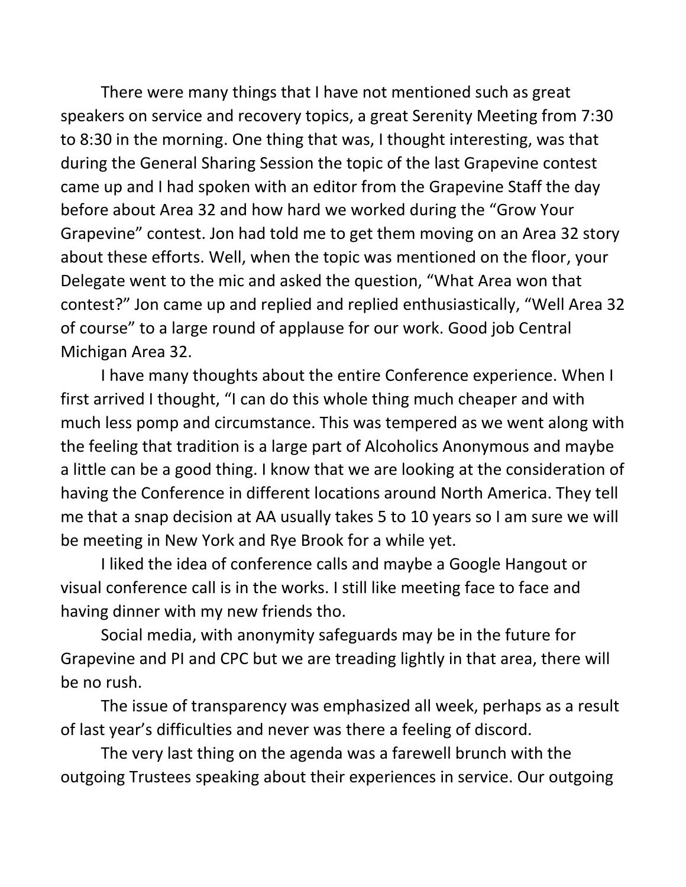There were many things that I have not mentioned such as great speakers on service and recovery topics, a great Serenity Meeting from 7:30 to 8:30 in the morning. One thing that was, I thought interesting, was that during the General Sharing Session the topic of the last Grapevine contest came up and I had spoken with an editor from the Grapevine Staff the day before about Area 32 and how hard we worked during the "Grow Your Grapevine" contest. Jon had told me to get them moving on an Area 32 story about these efforts. Well, when the topic was mentioned on the floor, your Delegate went to the mic and asked the question, "What Area won that contest?" Jon came up and replied and replied enthusiastically, "Well Area 32 of course" to a large round of applause for our work. Good job Central Michigan Area 32.

I have many thoughts about the entire Conference experience. When I first arrived I thought, "I can do this whole thing much cheaper and with much less pomp and circumstance. This was tempered as we went along with the feeling that tradition is a large part of Alcoholics Anonymous and maybe a little can be a good thing. I know that we are looking at the consideration of having the Conference in different locations around North America. They tell me that a snap decision at AA usually takes 5 to 10 years so I am sure we will be meeting in New York and Rye Brook for a while yet.

I liked the idea of conference calls and maybe a Google Hangout or visual conference call is in the works. I still like meeting face to face and having dinner with my new friends tho.

Social media, with anonymity safeguards may be in the future for Grapevine and PI and CPC but we are treading lightly in that area, there will be no rush.

The issue of transparency was emphasized all week, perhaps as a result of last year's difficulties and never was there a feeling of discord.

The very last thing on the agenda was a farewell brunch with the outgoing Trustees speaking about their experiences in service. Our outgoing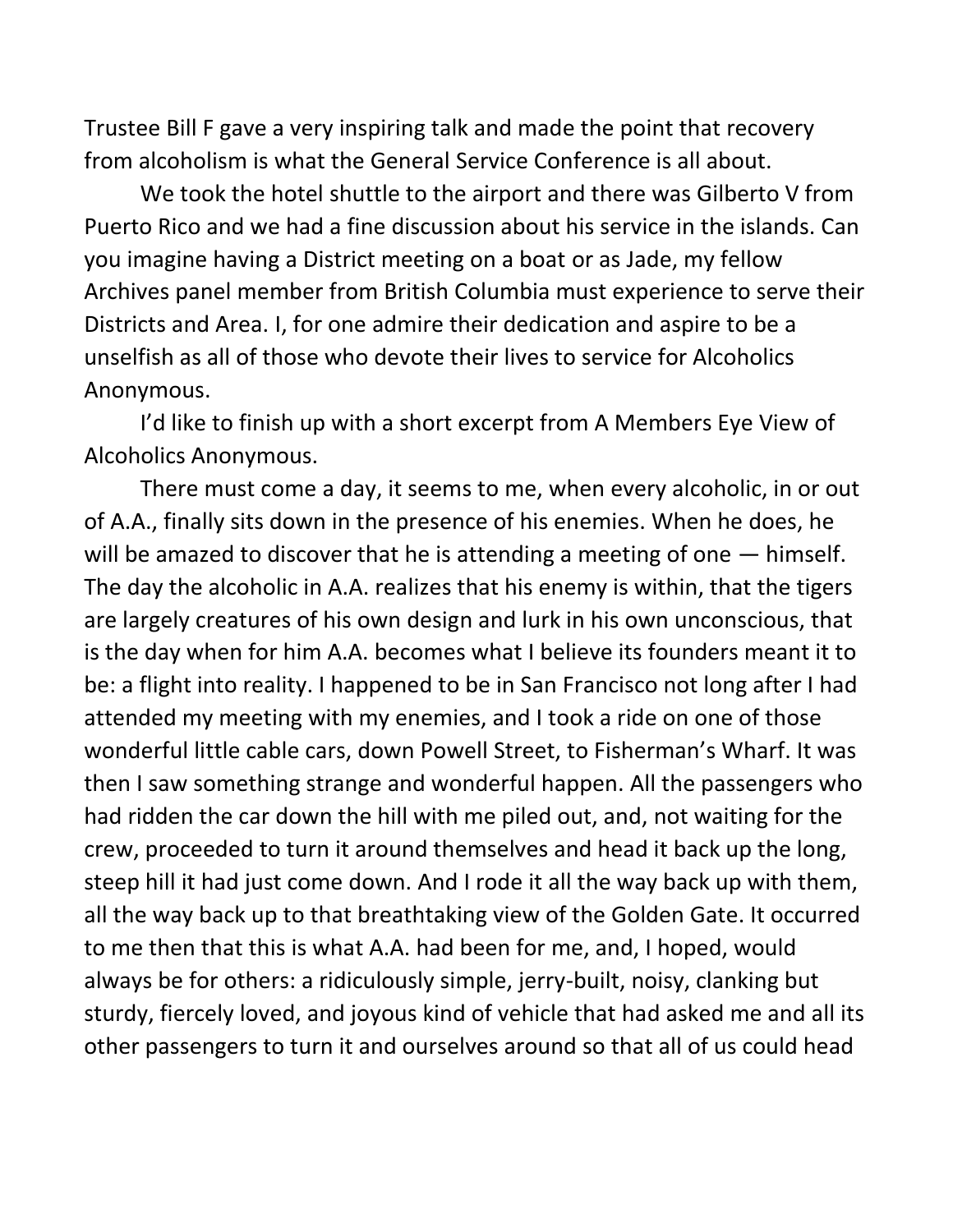Trustee Bill F gave a very inspiring talk and made the point that recovery from alcoholism is what the General Service Conference is all about.

We took the hotel shuttle to the airport and there was Gilberto V from Puerto Rico and we had a fine discussion about his service in the islands. Can you imagine having a District meeting on a boat or as Jade, my fellow Archives panel member from British Columbia must experience to serve their Districts and Area. I, for one admire their dedication and aspire to be a unselfish as all of those who devote their lives to service for Alcoholics Anonymous.

I'd like to finish up with a short excerpt from A Members Eye View of Alcoholics Anonymous.

There must come a day, it seems to me, when every alcoholic, in or out of A.A., finally sits down in the presence of his enemies. When he does, he will be amazed to discover that he is attending a meeting of one — himself. The day the alcoholic in A.A. realizes that his enemy is within, that the tigers are largely creatures of his own design and lurk in his own unconscious, that is the day when for him A.A. becomes what I believe its founders meant it to be: a flight into reality. I happened to be in San Francisco not long after I had attended my meeting with my enemies, and I took a ride on one of those wonderful little cable cars, down Powell Street, to Fisherman's Wharf. It was then I saw something strange and wonderful happen. All the passengers who had ridden the car down the hill with me piled out, and, not waiting for the crew, proceeded to turn it around themselves and head it back up the long, steep hill it had just come down. And I rode it all the way back up with them, all the way back up to that breathtaking view of the Golden Gate. It occurred to me then that this is what A.A. had been for me, and, I hoped, would always be for others: a ridiculously simple, jerry-built, noisy, clanking but sturdy, fiercely loved, and joyous kind of vehicle that had asked me and all its other passengers to turn it and ourselves around so that all of us could head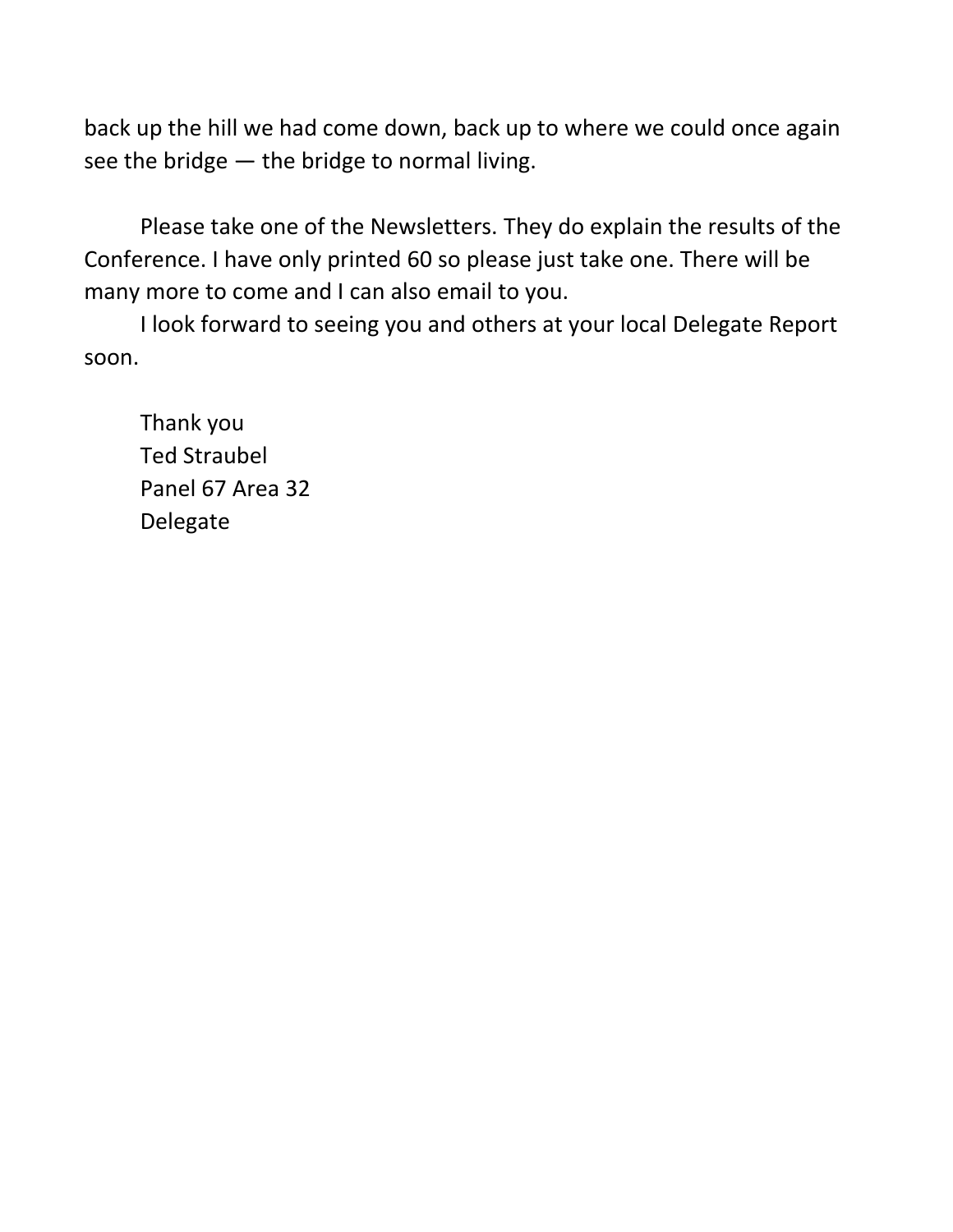back up the hill we had come down, back up to where we could once again see the bridge — the bridge to normal living.

Please take one of the Newsletters. They do explain the results of the Conference. I have only printed 60 so please just take one. There will be many more to come and I can also email to you.

I look forward to seeing you and others at your local Delegate Report soon.

Thank you  
Ted Straubel  
Panel 67 Area 32  
Delegate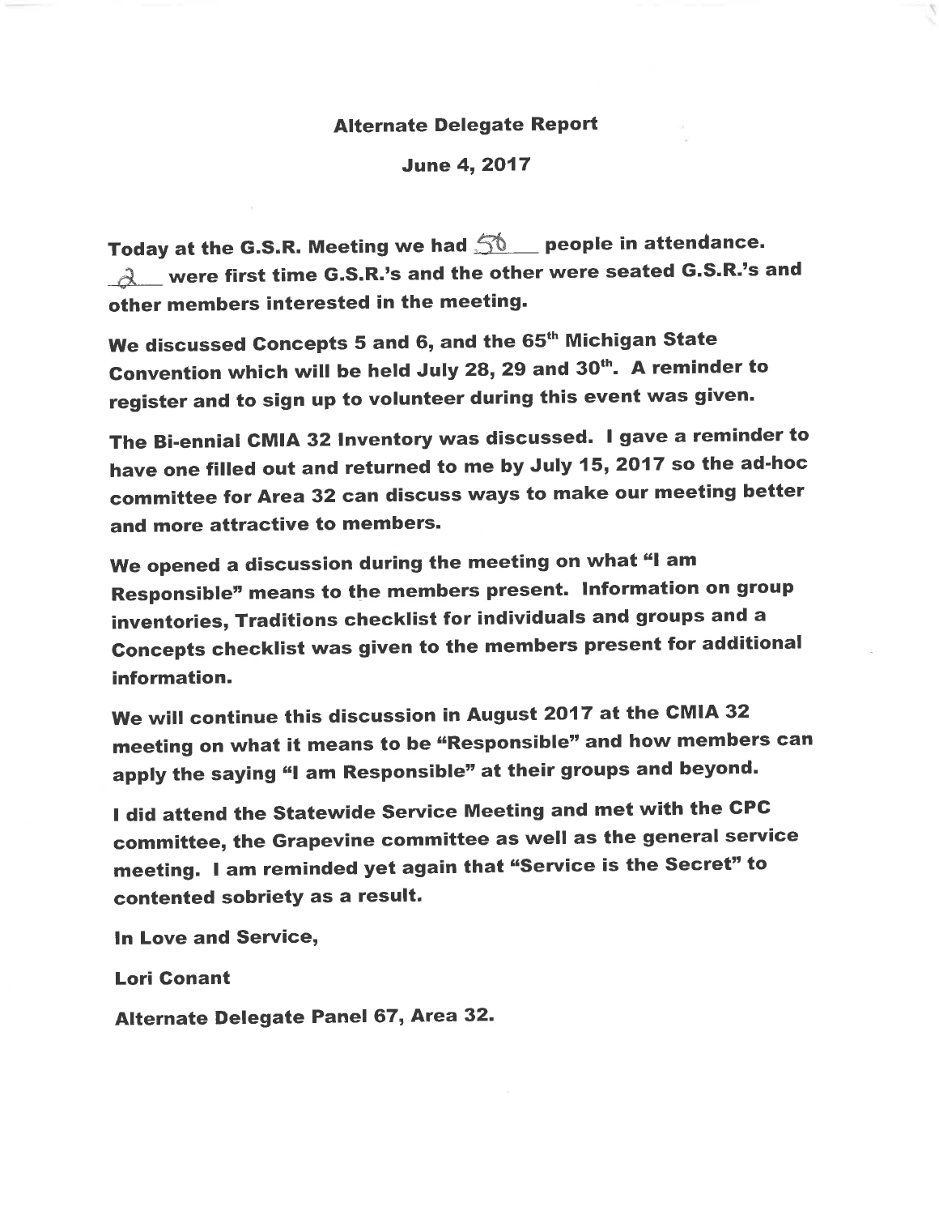**Alternate Delegate Report**

**June 4, 2017**

**Today at the G.S.R. Meeting we had 56 people in attendance. 2 were first time G.S.R.'s and the other were seated G.S.R.'s and other members interested in the meeting.**

**We discussed Concepts 5 and 6, and the 65th Michigan State Convention which will be held July 28, 29 and 30th. A reminder to register and to sign up to volunteer during this event was given.**

**The Bi-ennial CMIA 32 Inventory was discussed. I gave a reminder to have one filled out and returned to me by July 15, 2017 so the ad-hoc committee for Area 32 can discuss ways to make our meeting better and more attractive to members.**

**We opened a discussion during the meeting on what "I am Responsible" means to the members present. Information on group inventories, Traditions checklist for individuals and groups and a Concepts checklist was given to the members present for additional information.**

**We will continue this discussion in August 2017 at the CMIA 32 meeting on what it means to be "Responsible" and how members can apply the saying "I am Responsible" at their groups and beyond.**

**I did attend the Statewide Service Meeting and met with the CPC committee, the Grapevine committee as well as the general service meeting. I am reminded yet again that "Service is the Secret" to contented sobriety as a result.**

**In Love and Service,**

**Lori Conant**

**Alternate Delegate Panel 67, Area 32.**